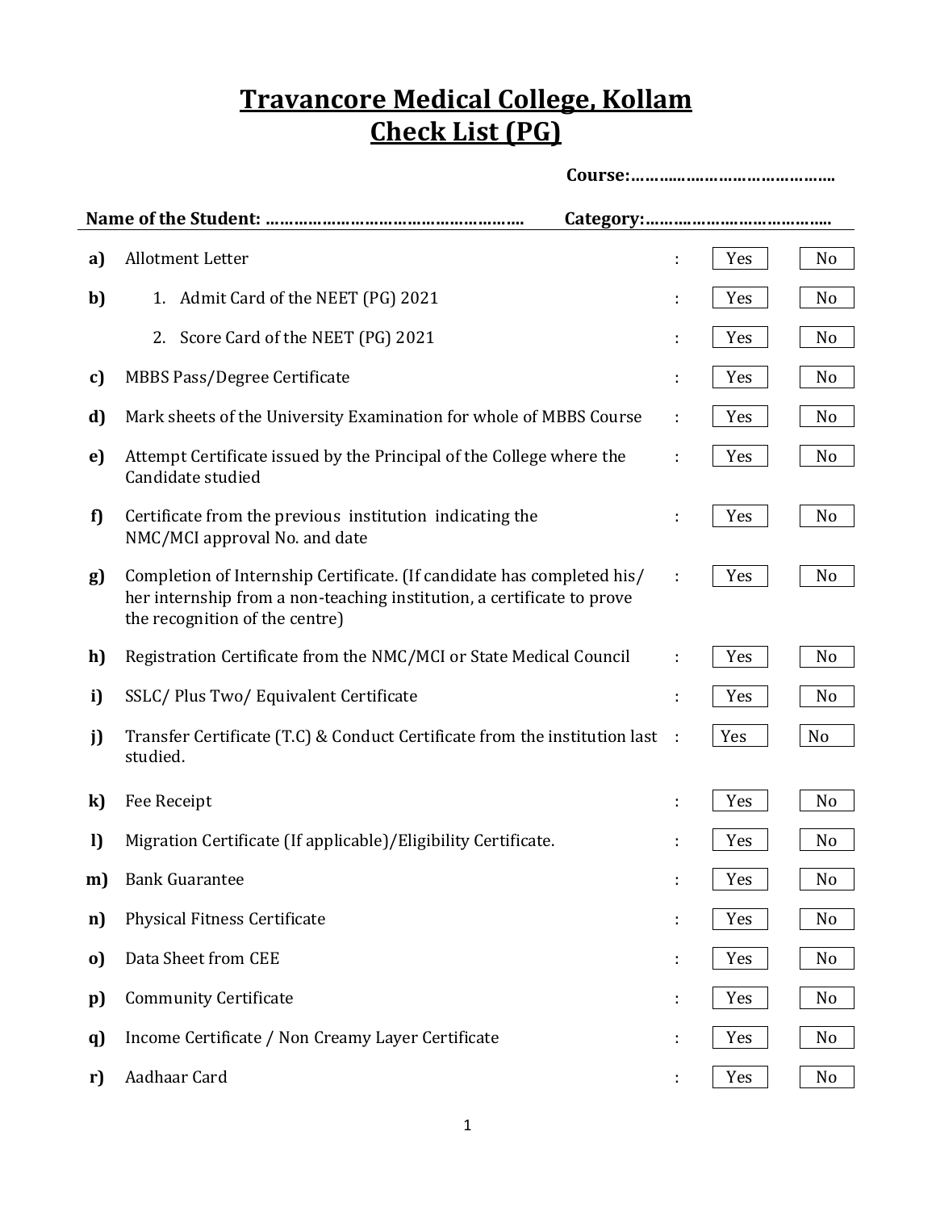# Travancore Medical College, Kollam
# Check List (PG)

**Course:……….……………………………..**

**Name of the Student: ………………………………………………** **Category:………………………………..**

| | | | | |
|---|---|---|---|---|
| **a)** | Allotment Letter | : | Yes | No |
| **b)** | 1. Admit Card of the NEET (PG) 2021 | : | Yes | No |
| | 2. Score Card of the NEET (PG) 2021 | : | Yes | No |
| **c)** | MBBS Pass/Degree Certificate | : | Yes | No |
| **d)** | Mark sheets of the University Examination for whole of MBBS Course | : | Yes | No |
| **e)** | Attempt Certificate issued by the Principal of the College where the Candidate studied | : | Yes | No |
| **f)** | Certificate from the previous institution indicating the NMC/MCI approval No. and date | : | Yes | No |
| **g)** | Completion of Internship Certificate. (If candidate has completed his/ her internship from a non-teaching institution, a certificate to prove the recognition of the centre) | : | Yes | No |
| **h)** | Registration Certificate from the NMC/MCI or State Medical Council | : | Yes | No |
| **i)** | SSLC/ Plus Two/ Equivalent Certificate | : | Yes | No |
| **j)** | Transfer Certificate (T.C) & Conduct Certificate from the institution last studied. | : | Yes | No |
| **k)** | Fee Receipt | : | Yes | No |
| **l)** | Migration Certificate (If applicable)/Eligibility Certificate. | : | Yes | No |
| **m)** | Bank Guarantee | : | Yes | No |
| **n)** | Physical Fitness Certificate | : | Yes | No |
| **o)** | Data Sheet from CEE | : | Yes | No |
| **p)** | Community Certificate | : | Yes | No |
| **q)** | Income Certificate / Non Creamy Layer Certificate | : | Yes | No |
| **r)** | Aadhaar Card | : | Yes | No |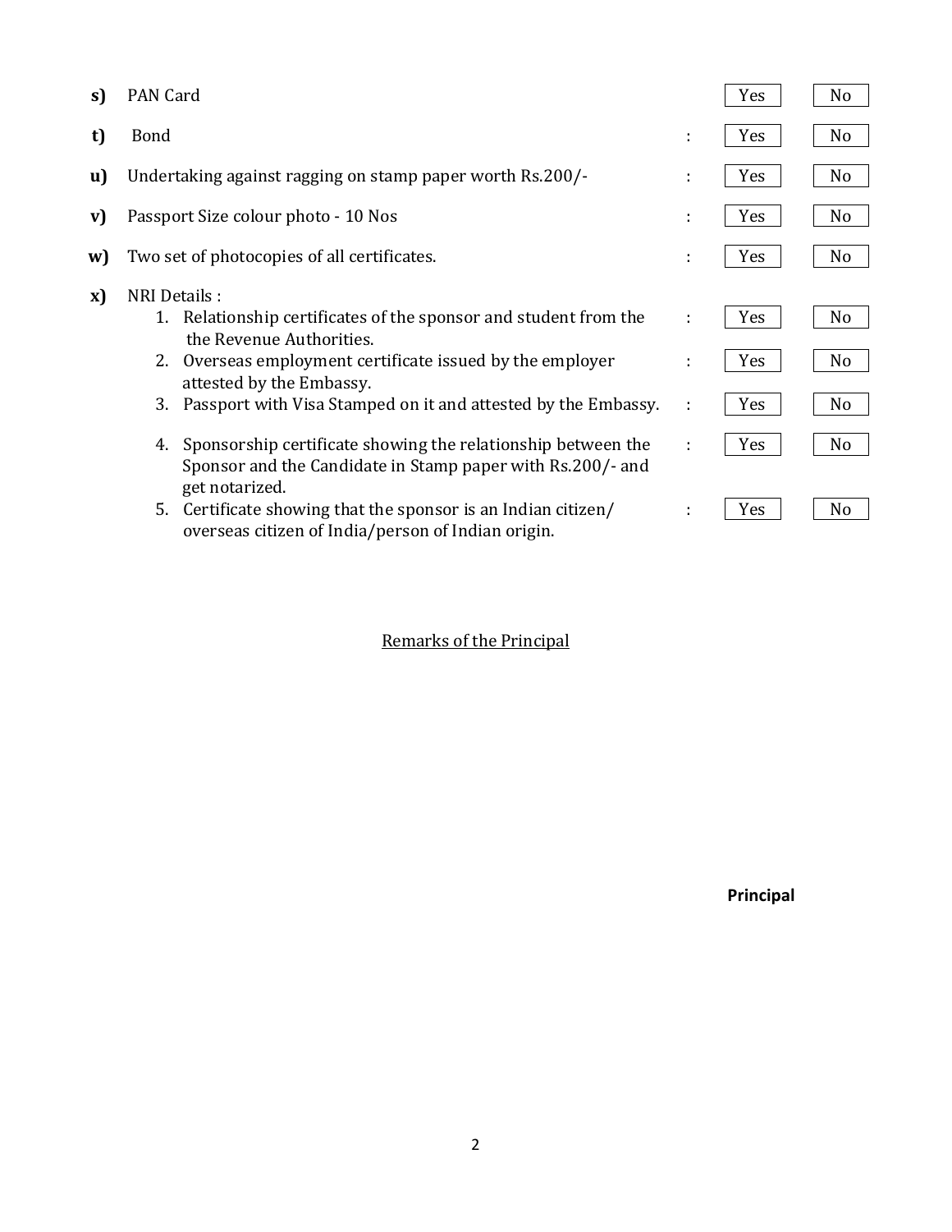| | | | | |
|---|---|---|---|---|
| **s)** | PAN Card | | Yes | No |
| **t)** | Bond | : | Yes | No |
| **u)** | Undertaking against ragging on stamp paper worth Rs.200/- | : | Yes | No |
| **v)** | Passport Size colour photo - 10 Nos | : | Yes | No |
| **w)** | Two set of photocopies of all certificates. | : | Yes | No |
| **x)** | NRI Details : | | | |
| | 1. Relationship certificates of the sponsor and student from the the Revenue Authorities. | : | Yes | No |
| | 2. Overseas employment certificate issued by the employer attested by the Embassy. | : | Yes | No |
| | 3. Passport with Visa Stamped on it and attested by the Embassy. | : | Yes | No |
| | 4. Sponsorship certificate showing the relationship between the Sponsor and the Candidate in Stamp paper with Rs.200/- and get notarized. | : | Yes | No |
| | 5. Certificate showing that the sponsor is an Indian citizen/ overseas citizen of India/person of Indian origin. | : | Yes | No |

<u>Remarks of the Principal</u>

**Principal**